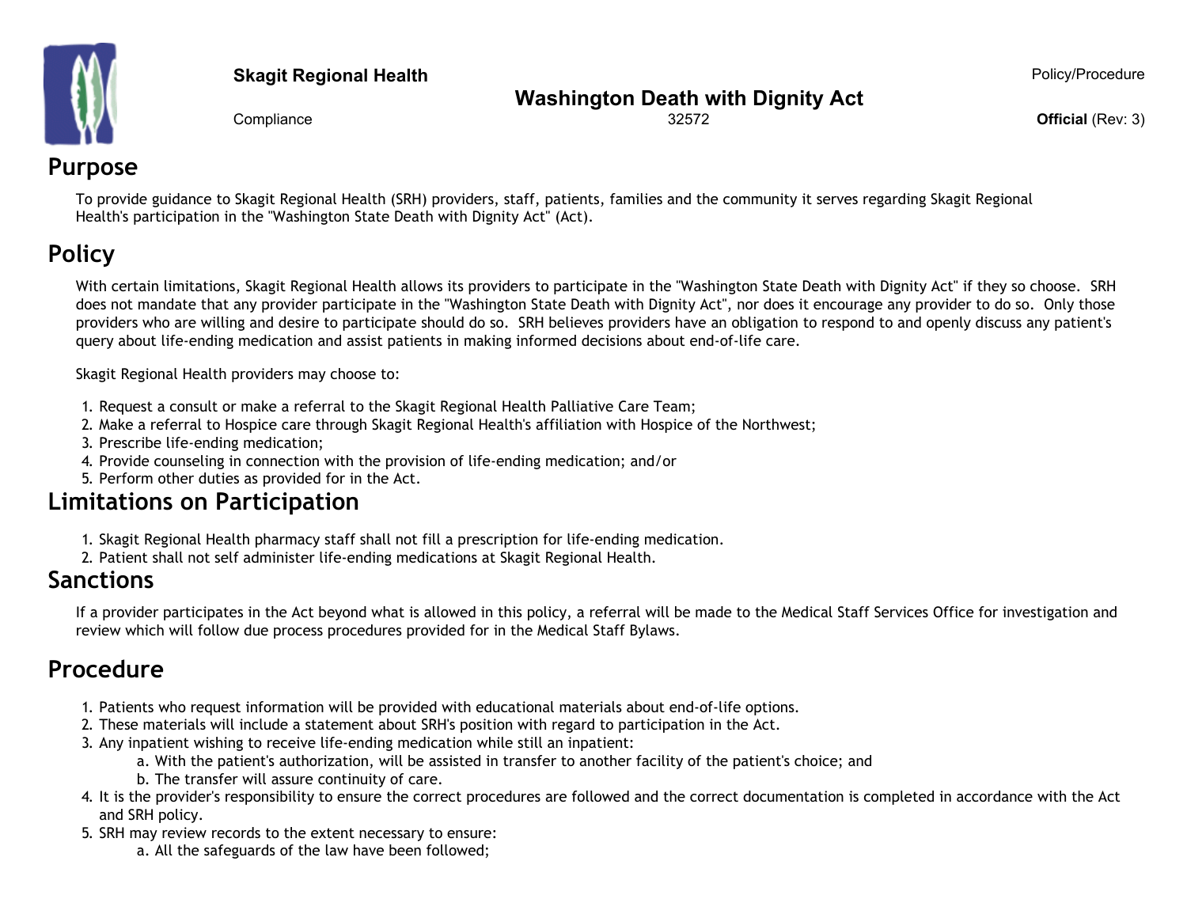**Skagit Regional Health** Policy/Procedure

# Washington Death with Dignity Act

Compliance 32572 **Official** (Rev: 3)

## Purpose

To provide guidance to Skagit Regional Health (SRH) providers, staff, patients, families and the community it serves regarding Skagit Regional Health's participation in the "Washington State Death with Dignity Act" (Act).

## Policy

With certain limitations, Skagit Regional Health allows its providers to participate in the "Washington State Death with Dignity Act" if they so choose. SRH does not mandate that any provider participate in the "Washington State Death with Dignity Act", nor does it encourage any provider to do so. Only those providers who are willing and desire to participate should do so. SRH believes providers have an obligation to respond to and openly discuss any patient's query about life-ending medication and assist patients in making informed decisions about end-of-life care.

Skagit Regional Health providers may choose to:

1. Request a consult or make a referral to the Skagit Regional Health Palliative Care Team;
2. Make a referral to Hospice care through Skagit Regional Health's affiliation with Hospice of the Northwest;
3. Prescribe life-ending medication;
4. Provide counseling in connection with the provision of life-ending medication; and/or
5. Perform other duties as provided for in the Act.

## Limitations on Participation

1. Skagit Regional Health pharmacy staff shall not fill a prescription for life-ending medication.
2. Patient shall not self administer life-ending medications at Skagit Regional Health.

## Sanctions

If a provider participates in the Act beyond what is allowed in this policy, a referral will be made to the Medical Staff Services Office for investigation and review which will follow due process procedures provided for in the Medical Staff Bylaws.

## Procedure

1. Patients who request information will be provided with educational materials about end-of-life options.
2. These materials will include a statement about SRH's position with regard to participation in the Act.
3. Any inpatient wishing to receive life-ending medication while still an inpatient:
   a. With the patient's authorization, will be assisted in transfer to another facility of the patient's choice; and
   b. The transfer will assure continuity of care.
4. It is the provider's responsibility to ensure the correct procedures are followed and the correct documentation is completed in accordance with the Act and SRH policy.
5. SRH may review records to the extent necessary to ensure:
   a. All the safeguards of the law have been followed;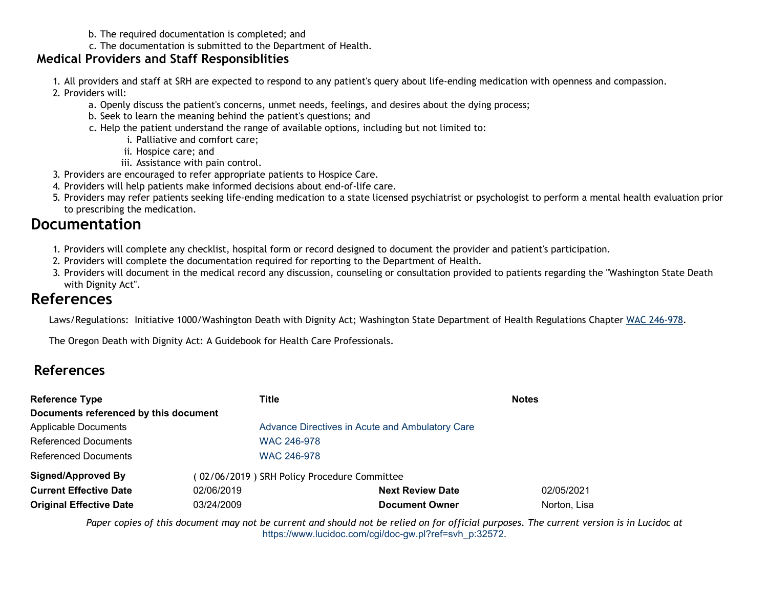b. The required documentation is completed; and
   c. The documentation is submitted to the Department of Health.

### Medical Providers and Staff Responsiblities

1. All providers and staff at SRH are expected to respond to any patient's query about life-ending medication with openness and compassion.
2. Providers will:
   a. Openly discuss the patient's concerns, unmet needs, feelings, and desires about the dying process;
   b. Seek to learn the meaning behind the patient's questions; and
   c. Help the patient understand the range of available options, including but not limited to:
      i. Palliative and comfort care;
      ii. Hospice care; and
      iii. Assistance with pain control.
3. Providers are encouraged to refer appropriate patients to Hospice Care.
4. Providers will help patients make informed decisions about end-of-life care.
5. Providers may refer patients seeking life-ending medication to a state licensed psychiatrist or psychologist to perform a mental health evaluation prior to prescribing the medication.

## Documentation

1. Providers will complete any checklist, hospital form or record designed to document the provider and patient's participation.
2. Providers will complete the documentation required for reporting to the Department of Health.
3. Providers will document in the medical record any discussion, counseling or consultation provided to patients regarding the "Washington State Death with Dignity Act".

## References

Laws/Regulations: Initiative 1000/Washington Death with Dignity Act; Washington State Department of Health Regulations Chapter WAC 246-978.

The Oregon Death with Dignity Act: A Guidebook for Health Care Professionals.

### References

| Reference Type | Title | Notes |
|---|---|---|
| **Documents referenced by this document** | | |
| Applicable Documents | Advance Directives in Acute and Ambulatory Care | |
| Referenced Documents | WAC 246-978 | |
| Referenced Documents | WAC 246-978 | |

| | | | |
|---|---|---|---|
| **Signed/Approved By** | ( 02/06/2019 ) SRH Policy Procedure Committee | | |
| **Current Effective Date** | 02/06/2019 | **Next Review Date** | 02/05/2021 |
| **Original Effective Date** | 03/24/2009 | **Document Owner** | Norton, Lisa |

*Paper copies of this document may not be current and should not be relied on for official purposes. The current version is in Lucidoc at* https://www.lucidoc.com/cgi/doc-gw.pl?ref=svh_p:32572.